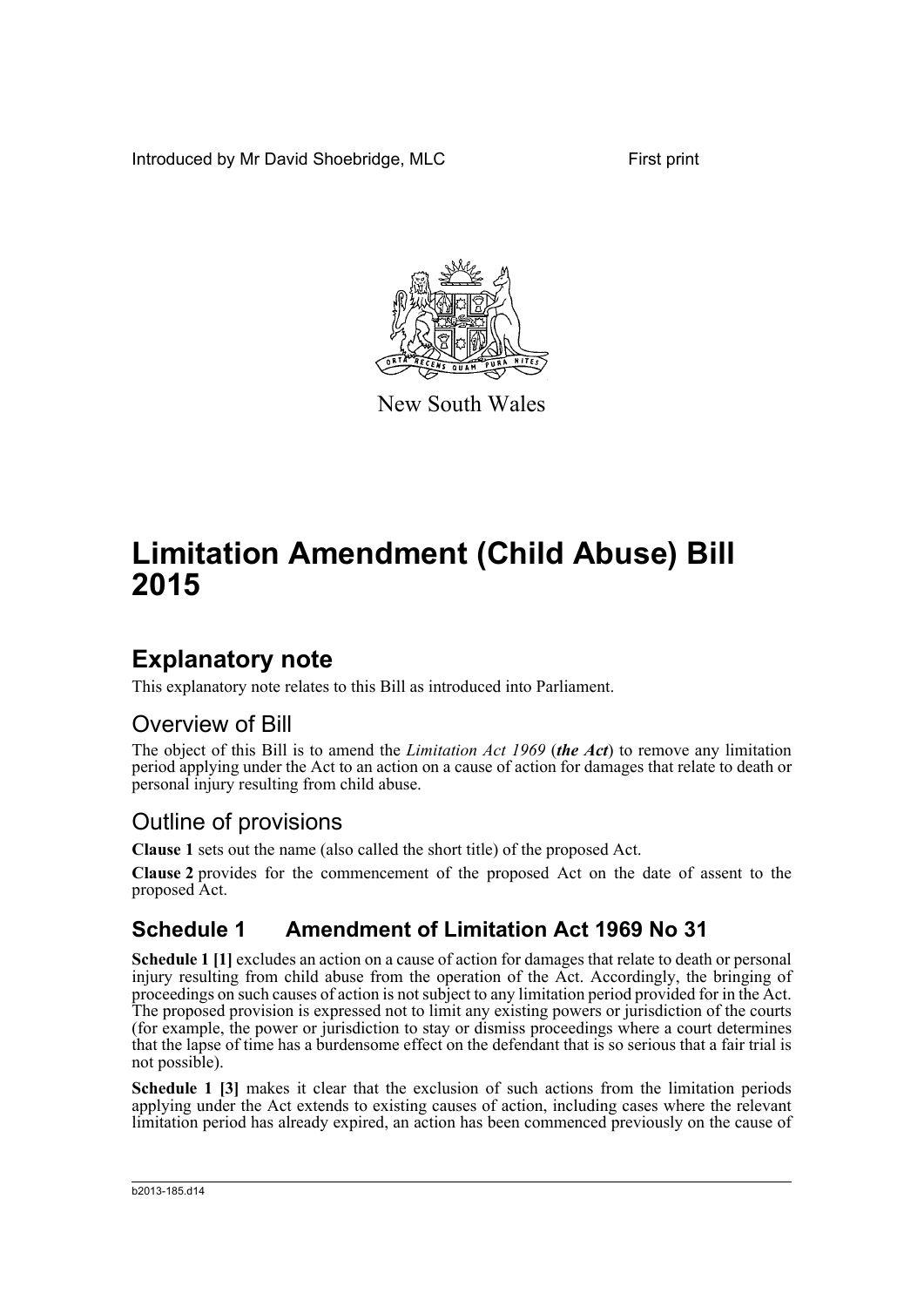Introduced by Mr David Shoebridge, MLC First print

New South Wales

# Limitation Amendment (Child Abuse) Bill 2015

## Explanatory note

This explanatory note relates to this Bill as introduced into Parliament.

### Overview of Bill

The object of this Bill is to amend the *Limitation Act 1969* (***the Act***) to remove any limitation period applying under the Act to an action on a cause of action for damages that relate to death or personal injury resulting from child abuse.

### Outline of provisions

**Clause 1** sets out the name (also called the short title) of the proposed Act.

**Clause 2** provides for the commencement of the proposed Act on the date of assent to the proposed Act.

## Schedule 1 Amendment of Limitation Act 1969 No 31

**Schedule 1 [1]** excludes an action on a cause of action for damages that relate to death or personal injury resulting from child abuse from the operation of the Act. Accordingly, the bringing of proceedings on such causes of action is not subject to any limitation period provided for in the Act. The proposed provision is expressed not to limit any existing powers or jurisdiction of the courts (for example, the power or jurisdiction to stay or dismiss proceedings where a court determines that the lapse of time has a burdensome effect on the defendant that is so serious that a fair trial is not possible).

**Schedule 1 [3]** makes it clear that the exclusion of such actions from the limitation periods applying under the Act extends to existing causes of action, including cases where the relevant limitation period has already expired, an action has been commenced previously on the cause of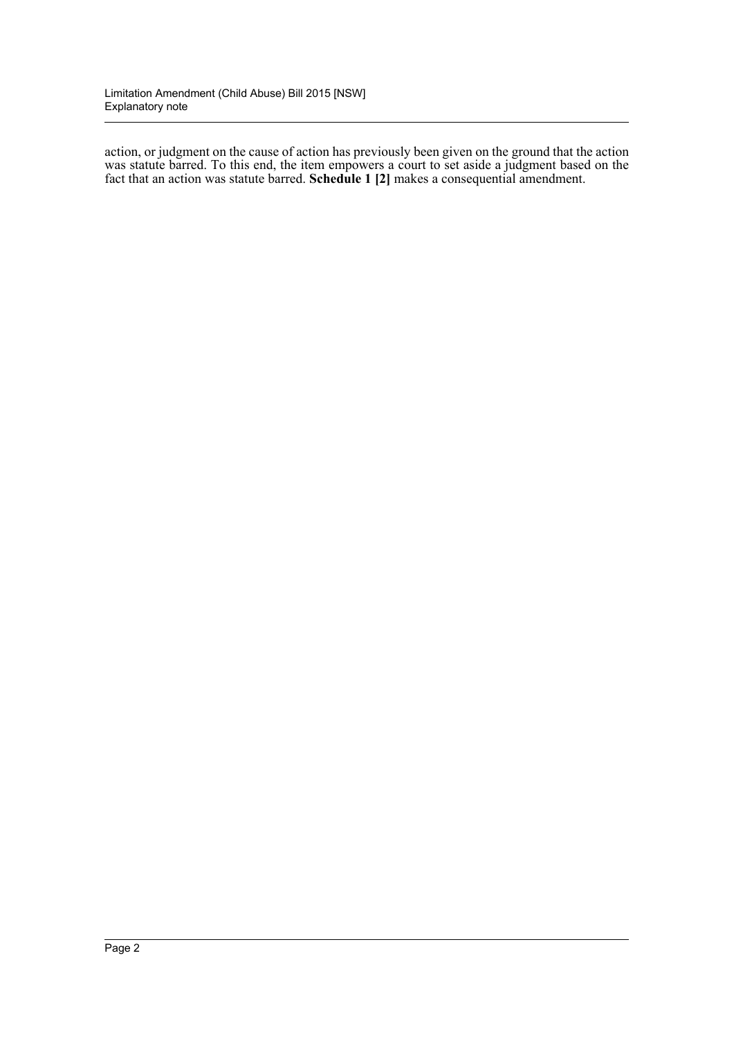action, or judgment on the cause of action has previously been given on the ground that the action was statute barred. To this end, the item empowers a court to set aside a judgment based on the fact that an action was statute barred. **Schedule 1 [2]** makes a consequential amendment.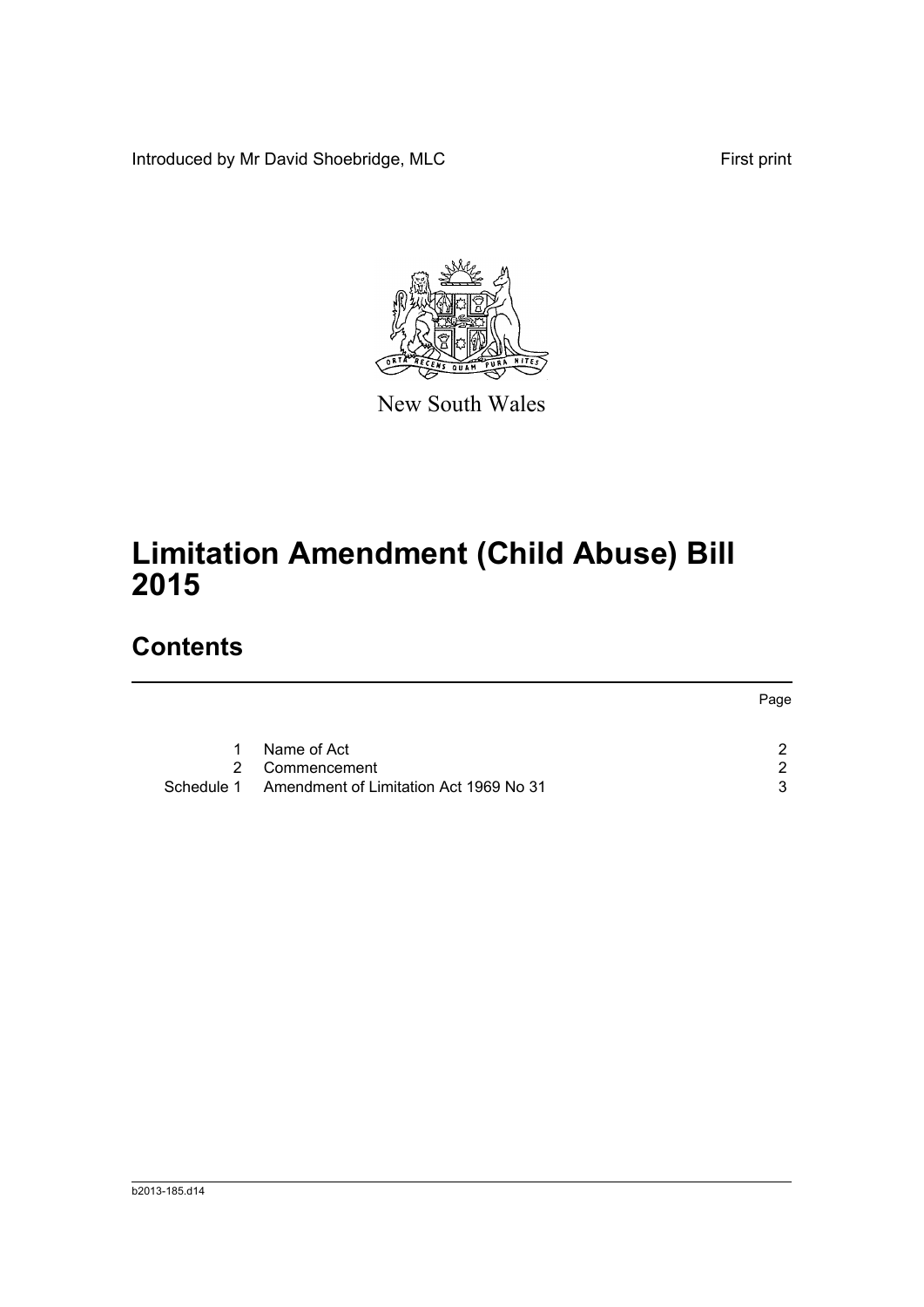Introduced by Mr David Shoebridge, MLC

First print

New South Wales

# Limitation Amendment (Child Abuse) Bill 2015

## Contents

| | | Page |
|---|---|---|
| 1 | Name of Act | 2 |
| 2 | Commencement | 2 |
| Schedule 1 | Amendment of Limitation Act 1969 No 31 | 3 |

b2013-185.d14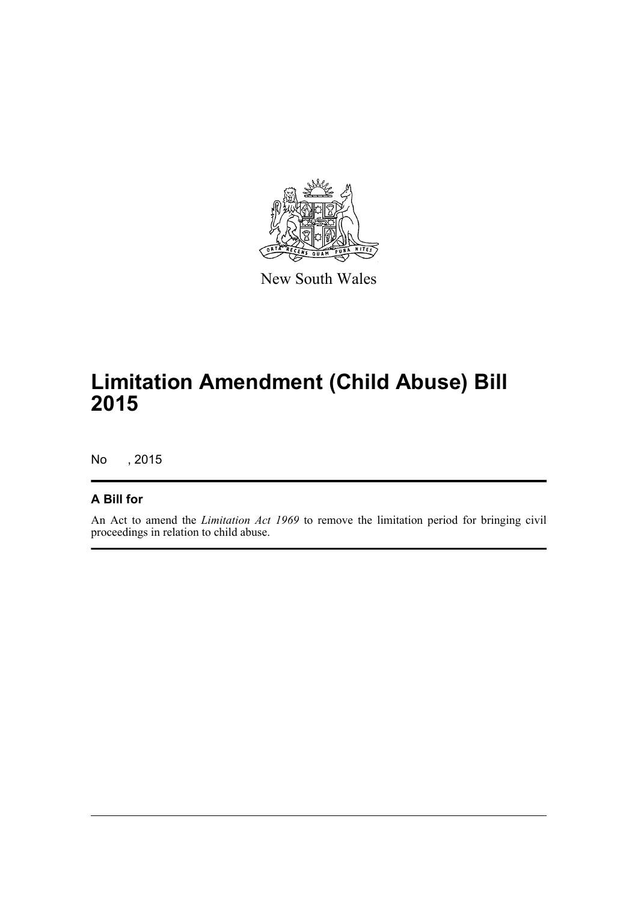New South Wales

# Limitation Amendment (Child Abuse) Bill 2015

No , 2015

## A Bill for

An Act to amend the *Limitation Act 1969* to remove the limitation period for bringing civil proceedings in relation to child abuse.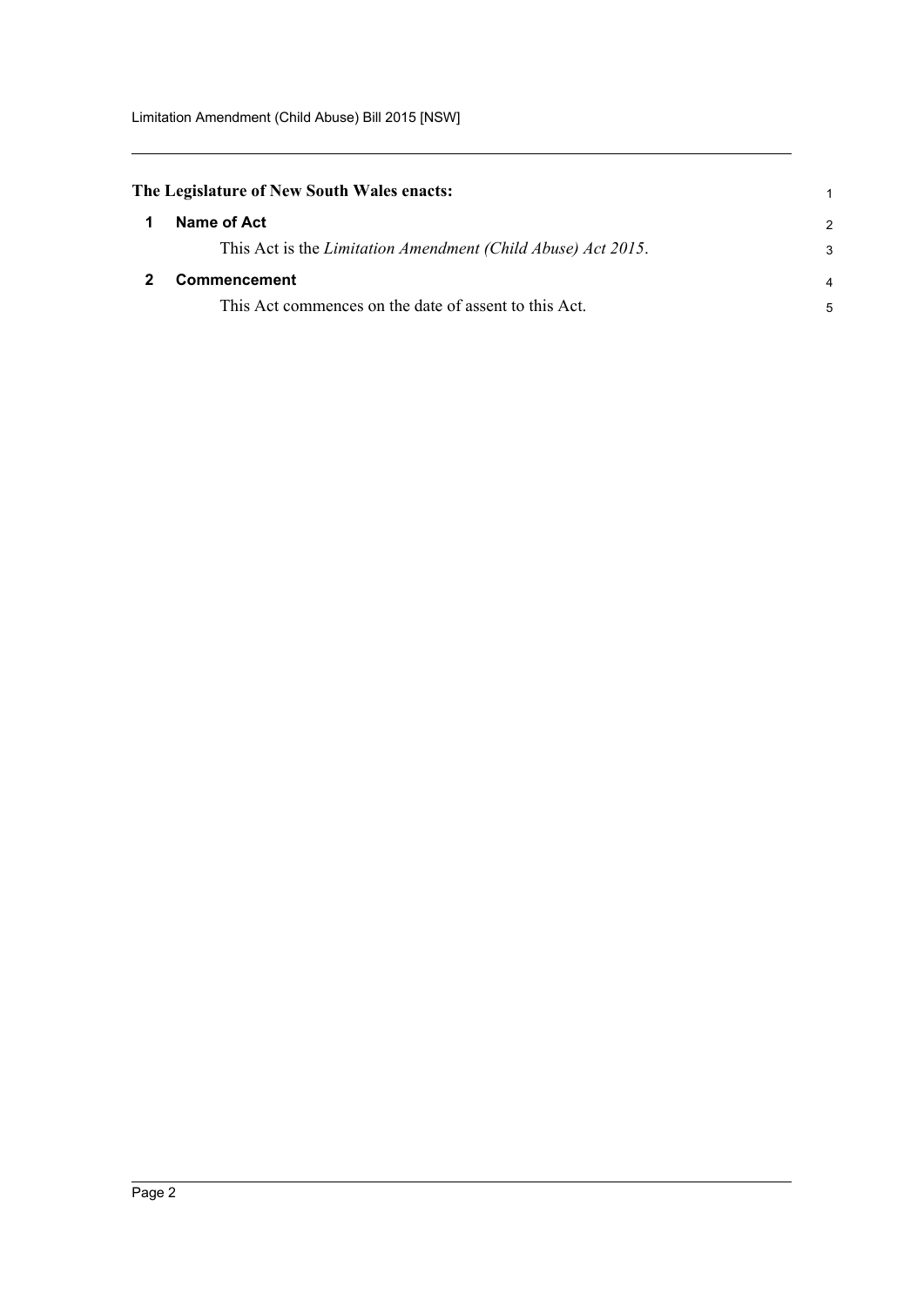**The Legislature of New South Wales enacts:**

### 1 Name of Act

This Act is the *Limitation Amendment (Child Abuse) Act 2015*.

### 2 Commencement

This Act commences on the date of assent to this Act.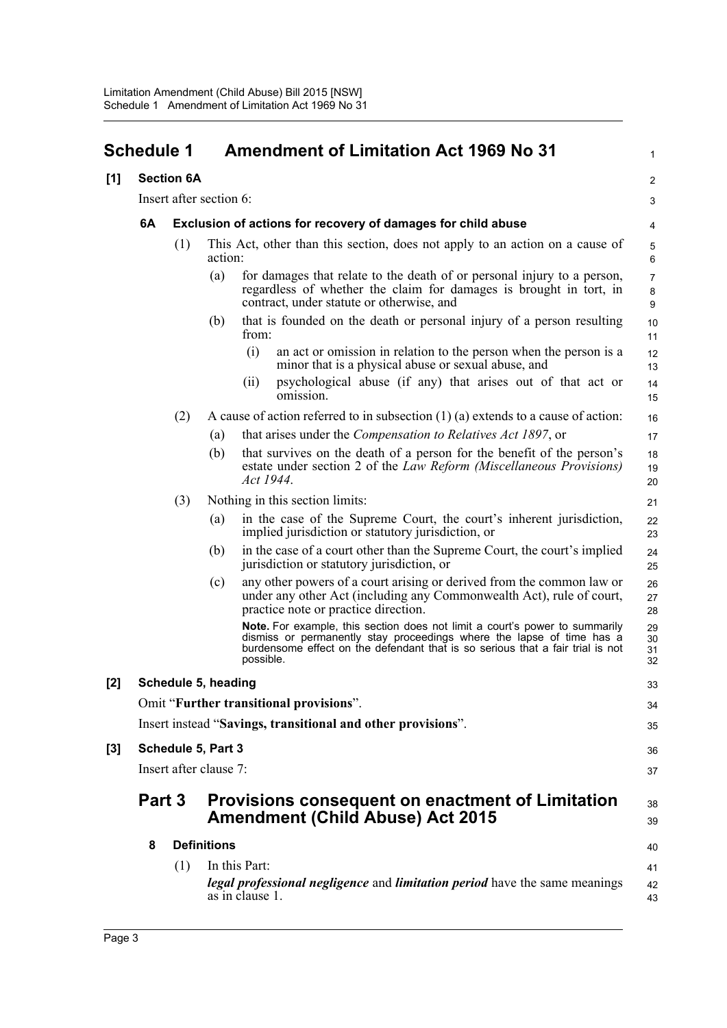# Schedule 1 Amendment of Limitation Act 1969 No 31

**[1] Section 6A**

Insert after section 6:

**6A Exclusion of actions for recovery of damages for child abuse**

(1) This Act, other than this section, does not apply to an action on a cause of action:

(a) for damages that relate to the death of or personal injury to a person, regardless of whether the claim for damages is brought in tort, in contract, under statute or otherwise, and

(b) that is founded on the death or personal injury of a person resulting from:

(i) an act or omission in relation to the person when the person is a minor that is a physical abuse or sexual abuse, and

(ii) psychological abuse (if any) that arises out of that act or omission.

(2) A cause of action referred to in subsection (1) (a) extends to a cause of action:

(a) that arises under the *Compensation to Relatives Act 1897*, or

(b) that survives on the death of a person for the benefit of the person's estate under section 2 of the *Law Reform (Miscellaneous Provisions) Act 1944*.

(3) Nothing in this section limits:

(a) in the case of the Supreme Court, the court's inherent jurisdiction, implied jurisdiction or statutory jurisdiction, or

(b) in the case of a court other than the Supreme Court, the court's implied jurisdiction or statutory jurisdiction, or

(c) any other powers of a court arising or derived from the common law or under any other Act (including any Commonwealth Act), rule of court, practice note or practice direction.

**Note.** For example, this section does not limit a court's power to summarily dismiss or permanently stay proceedings where the lapse of time has a burdensome effect on the defendant that is so serious that a fair trial is not possible.

**[2] Schedule 5, heading**

Omit "**Further transitional provisions**".

Insert instead "**Savings, transitional and other provisions**".

**[3] Schedule 5, Part 3**

Insert after clause 7:

## Part 3 Provisions consequent on enactment of Limitation Amendment (Child Abuse) Act 2015

**8 Definitions**

(1) In this Part:

***legal professional negligence*** and ***limitation period*** have the same meanings as in clause 1.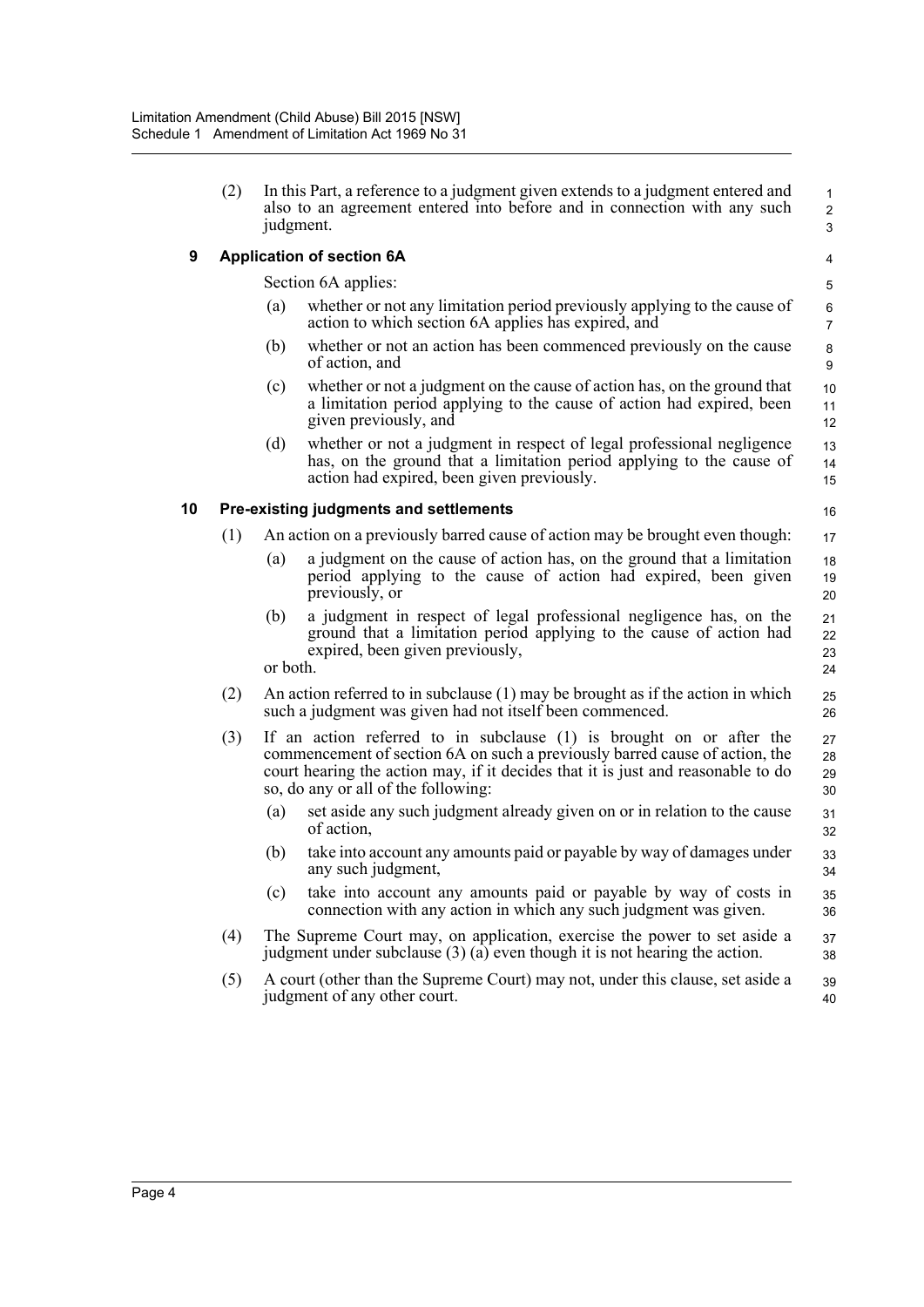(2) In this Part, a reference to a judgment given extends to a judgment entered and also to an agreement entered into before and in connection with any such judgment.

### 9 Application of section 6A

Section 6A applies:

(a) whether or not any limitation period previously applying to the cause of action to which section 6A applies has expired, and

(b) whether or not an action has been commenced previously on the cause of action, and

(c) whether or not a judgment on the cause of action has, on the ground that a limitation period applying to the cause of action had expired, been given previously, and

(d) whether or not a judgment in respect of legal professional negligence has, on the ground that a limitation period applying to the cause of action had expired, been given previously.

### 10 Pre-existing judgments and settlements

(1) An action on a previously barred cause of action may be brought even though:

(a) a judgment on the cause of action has, on the ground that a limitation period applying to the cause of action had expired, been given previously, or

(b) a judgment in respect of legal professional negligence has, on the ground that a limitation period applying to the cause of action had expired, been given previously,

or both.

(2) An action referred to in subclause (1) may be brought as if the action in which such a judgment was given had not itself been commenced.

(3) If an action referred to in subclause (1) is brought on or after the commencement of section 6A on such a previously barred cause of action, the court hearing the action may, if it decides that it is just and reasonable to do so, do any or all of the following:

(a) set aside any such judgment already given on or in relation to the cause of action,

(b) take into account any amounts paid or payable by way of damages under any such judgment,

(c) take into account any amounts paid or payable by way of costs in connection with any action in which any such judgment was given.

(4) The Supreme Court may, on application, exercise the power to set aside a judgment under subclause (3) (a) even though it is not hearing the action.

(5) A court (other than the Supreme Court) may not, under this clause, set aside a judgment of any other court.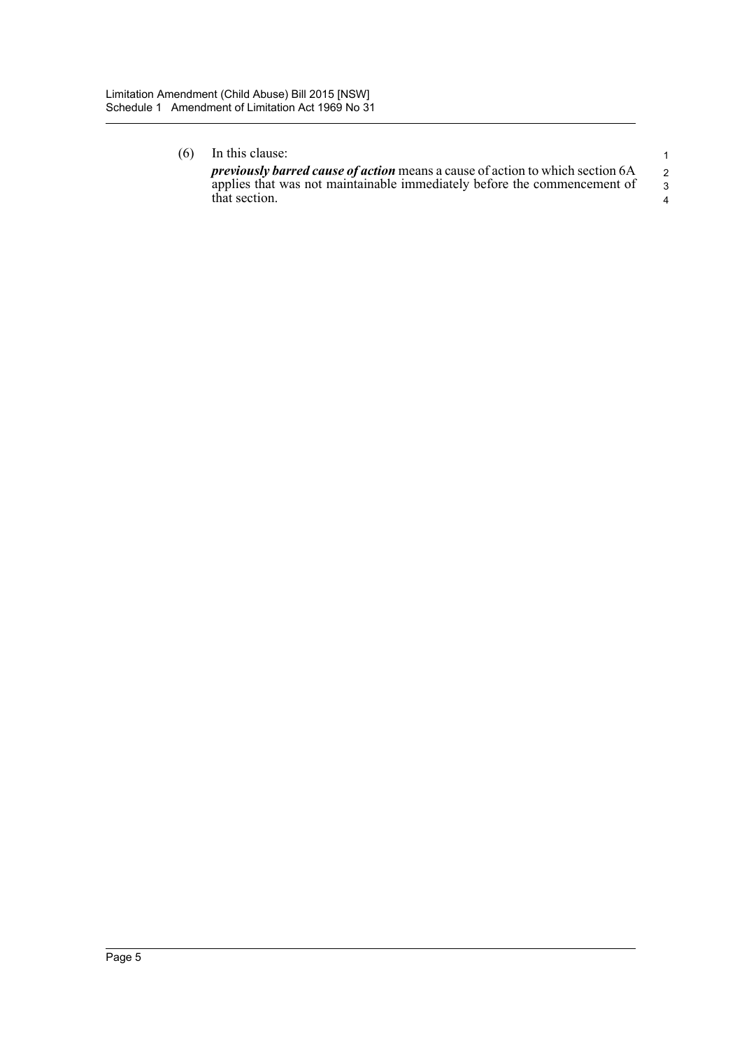(6) In this clause:

***previously barred cause of action*** means a cause of action to which section 6A applies that was not maintainable immediately before the commencement of that section.